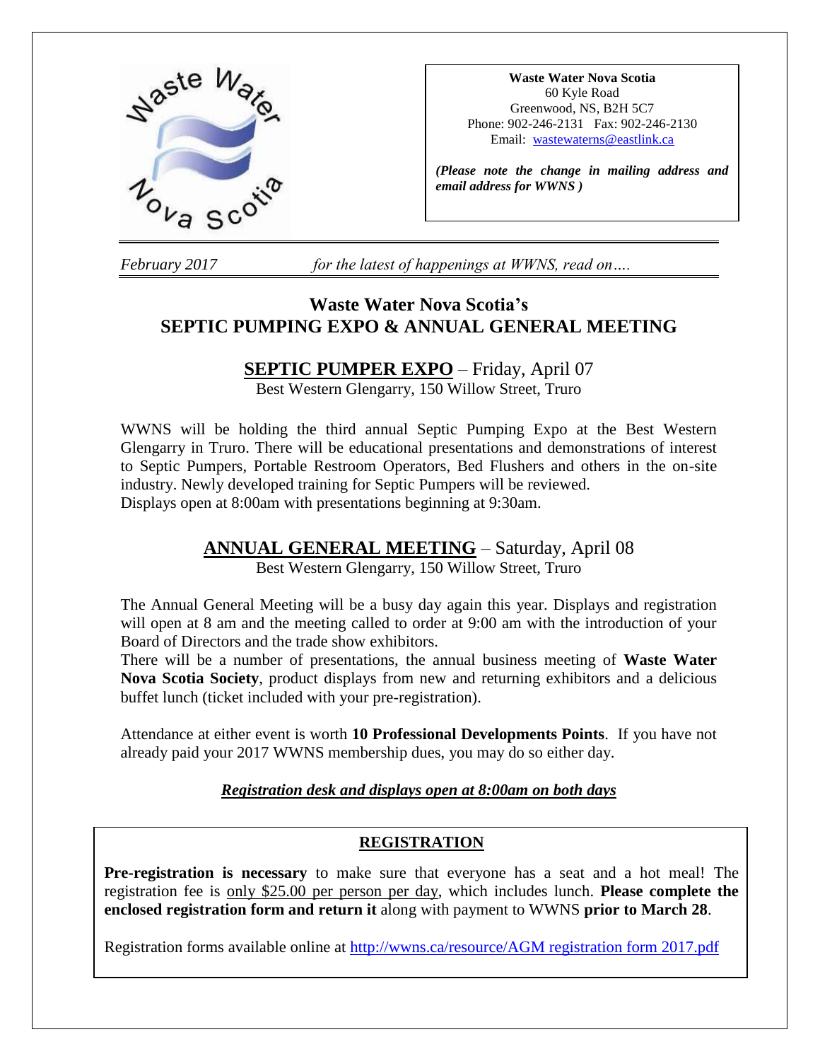**Waste Water Nova Scotia**
60 Kyle Road
Greenwood, NS, B2H 5C7
Phone: 902-246-2131 Fax: 902-246-2130
Email: wastewaterns@eastlink.ca

***(Please note the change in mailing address and email address for WWNS )***

*February 2017* *for the latest of happenings at WWNS, read on….*

# Waste Water Nova Scotia's SEPTIC PUMPING EXPO & ANNUAL GENERAL MEETING

## SEPTIC PUMPER EXPO – Friday, April 07

Best Western Glengarry, 150 Willow Street, Truro

WWNS will be holding the third annual Septic Pumping Expo at the Best Western Glengarry in Truro. There will be educational presentations and demonstrations of interest to Septic Pumpers, Portable Restroom Operators, Bed Flushers and others in the on-site industry. Newly developed training for Septic Pumpers will be reviewed.
Displays open at 8:00am with presentations beginning at 9:30am.

## ANNUAL GENERAL MEETING – Saturday, April 08

Best Western Glengarry, 150 Willow Street, Truro

The Annual General Meeting will be a busy day again this year. Displays and registration will open at 8 am and the meeting called to order at 9:00 am with the introduction of your Board of Directors and the trade show exhibitors.
There will be a number of presentations, the annual business meeting of **Waste Water Nova Scotia Society**, product displays from new and returning exhibitors and a delicious buffet lunch (ticket included with your pre-registration).

Attendance at either event is worth **10 Professional Developments Points**. If you have not already paid your 2017 WWNS membership dues, you may do so either day.

***Registration desk and displays open at 8:00am on both days***

### REGISTRATION

**Pre-registration is necessary** to make sure that everyone has a seat and a hot meal! The registration fee is only $25.00 per person per day, which includes lunch. **Please complete the enclosed registration form and return it** along with payment to WWNS **prior to March 28**.

Registration forms available online at http://wwns.ca/resource/AGM registration form 2017.pdf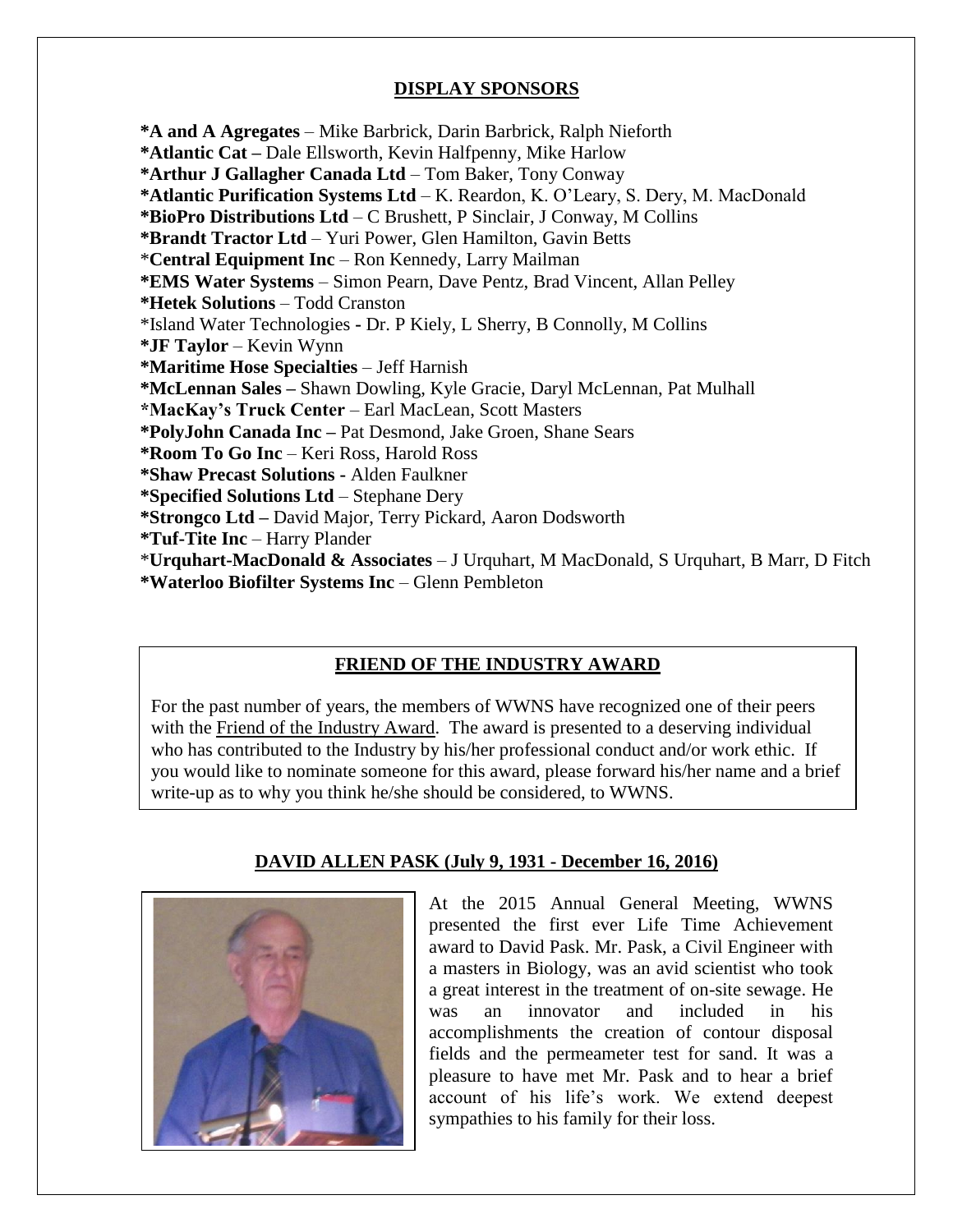## DISPLAY SPONSORS

**\*A and A Agregates** – Mike Barbrick, Darin Barbrick, Ralph Nieforth
**\*Atlantic Cat –** Dale Ellsworth, Kevin Halfpenny, Mike Harlow
**\*Arthur J Gallagher Canada Ltd** – Tom Baker, Tony Conway
**\*Atlantic Purification Systems Ltd** – K. Reardon, K. O'Leary, S. Dery, M. MacDonald
**\*BioPro Distributions Ltd** – C Brushett, P Sinclair, J Conway, M Collins
**\*Brandt Tractor Ltd** – Yuri Power, Glen Hamilton, Gavin Betts
\***Central Equipment Inc** – Ron Kennedy, Larry Mailman
**\*EMS Water Systems** – Simon Pearn, Dave Pentz, Brad Vincent, Allan Pelley
**\*Hetek Solutions** – Todd Cranston
\*Island Water Technologies - Dr. P Kiely, L Sherry, B Connolly, M Collins
**\*JF Taylor** – Kevin Wynn
**\*Maritime Hose Specialties** – Jeff Harnish
**\*McLennan Sales –** Shawn Dowling, Kyle Gracie, Daryl McLennan, Pat Mulhall
\***MacKay's Truck Center** – Earl MacLean, Scott Masters
**\*PolyJohn Canada Inc –** Pat Desmond, Jake Groen, Shane Sears
**\*Room To Go Inc** – Keri Ross, Harold Ross
**\*Shaw Precast Solutions -** Alden Faulkner
**\*Specified Solutions Ltd** – Stephane Dery
**\*Strongco Ltd –** David Major, Terry Pickard, Aaron Dodsworth
**\*Tuf-Tite Inc** – Harry Plander
\***Urquhart-MacDonald & Associates** – J Urquhart, M MacDonald, S Urquhart, B Marr, D Fitch
**\*Waterloo Biofilter Systems Inc** – Glenn Pembleton

## FRIEND OF THE INDUSTRY AWARD

For the past number of years, the members of WWNS have recognized one of their peers with the Friend of the Industry Award. The award is presented to a deserving individual who has contributed to the Industry by his/her professional conduct and/or work ethic. If you would like to nominate someone for this award, please forward his/her name and a brief write-up as to why you think he/she should be considered, to WWNS.

## DAVID ALLEN PASK (July 9, 1931 - December 16, 2016)

At the 2015 Annual General Meeting, WWNS presented the first ever Life Time Achievement award to David Pask. Mr. Pask, a Civil Engineer with a masters in Biology, was an avid scientist who took a great interest in the treatment of on-site sewage. He was an innovator and included in his accomplishments the creation of contour disposal fields and the permeameter test for sand. It was a pleasure to have met Mr. Pask and to hear a brief account of his life's work. We extend deepest sympathies to his family for their loss.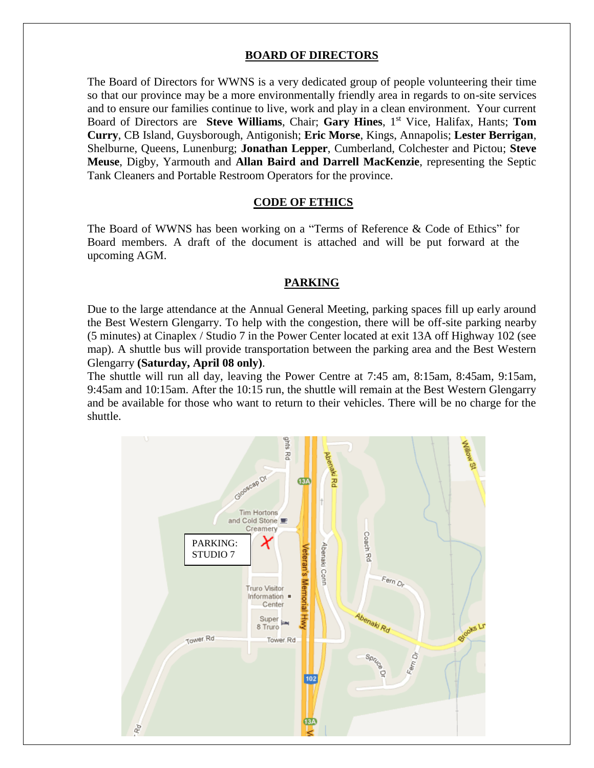## BOARD OF DIRECTORS

The Board of Directors for WWNS is a very dedicated group of people volunteering their time so that our province may be a more environmentally friendly area in regards to on-site services and to ensure our families continue to live, work and play in a clean environment. Your current Board of Directors are **Steve Williams**, Chair; **Gary Hines**, 1st Vice, Halifax, Hants; **Tom Curry**, CB Island, Guysborough, Antigonish; **Eric Morse**, Kings, Annapolis; **Lester Berrigan**, Shelburne, Queens, Lunenburg; **Jonathan Lepper**, Cumberland, Colchester and Pictou; **Steve Meuse**, Digby, Yarmouth and **Allan Baird and Darrell MacKenzie**, representing the Septic Tank Cleaners and Portable Restroom Operators for the province.

## CODE OF ETHICS

The Board of WWNS has been working on a "Terms of Reference & Code of Ethics" for Board members. A draft of the document is attached and will be put forward at the upcoming AGM.

## PARKING

Due to the large attendance at the Annual General Meeting, parking spaces fill up early around the Best Western Glengarry. To help with the congestion, there will be off-site parking nearby (5 minutes) at Cinaplex / Studio 7 in the Power Center located at exit 13A off Highway 102 (see map). A shuttle bus will provide transportation between the parking area and the Best Western Glengarry **(Saturday, April 08 only)**.

The shuttle will run all day, leaving the Power Centre at 7:45 am, 8:15am, 8:45am, 9:15am, 9:45am and 10:15am. After the 10:15 run, the shuttle will remain at the Best Western Glengarry and be available for those who want to return to their vehicles. There will be no charge for the shuttle.

PARKING: STUDIO 7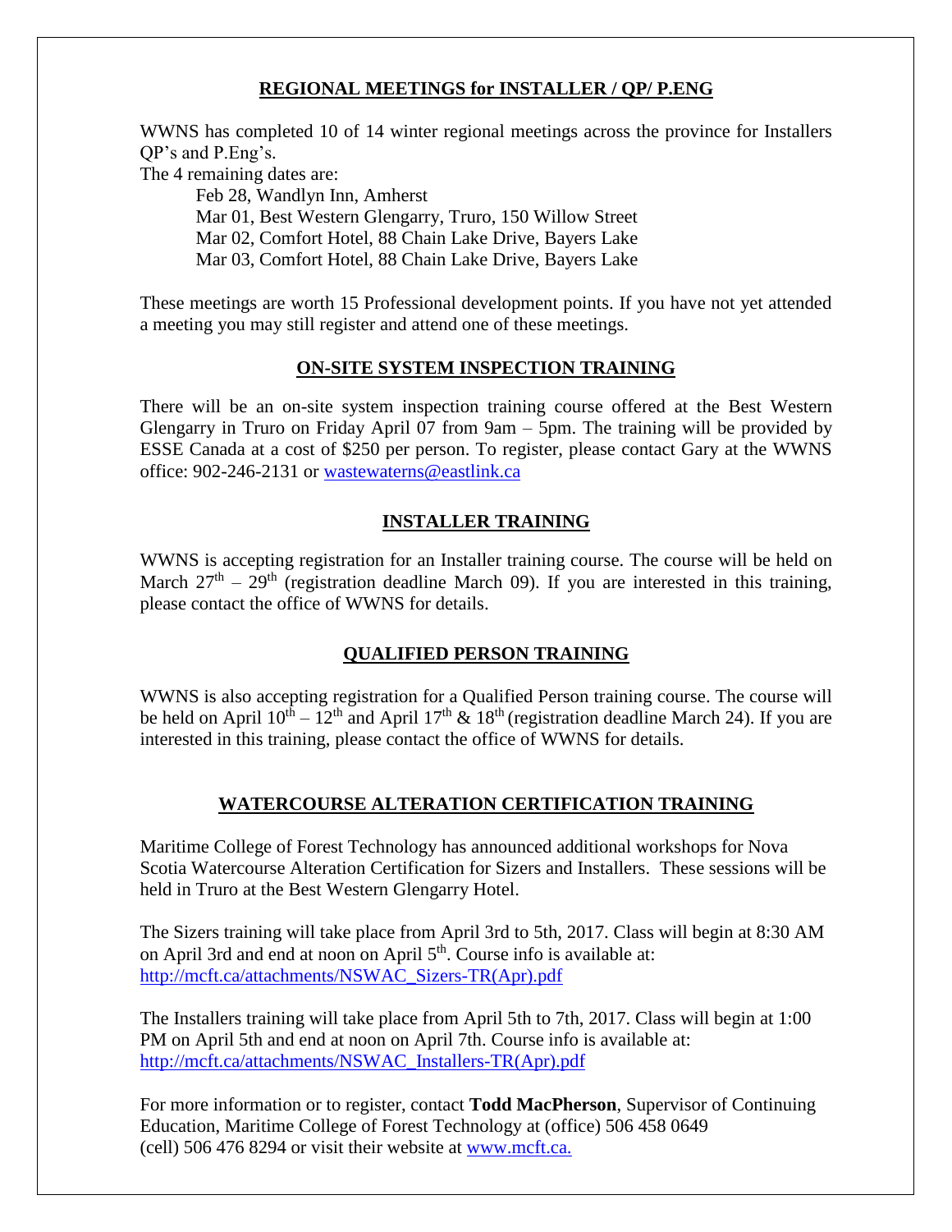## REGIONAL MEETINGS for INSTALLER / QP/ P.ENG

WWNS has completed 10 of 14 winter regional meetings across the province for Installers QP's and P.Eng's.

The 4 remaining dates are:

Feb 28, Wandlyn Inn, Amherst
Mar 01, Best Western Glengarry, Truro, 150 Willow Street
Mar 02, Comfort Hotel, 88 Chain Lake Drive, Bayers Lake
Mar 03, Comfort Hotel, 88 Chain Lake Drive, Bayers Lake

These meetings are worth 15 Professional development points. If you have not yet attended a meeting you may still register and attend one of these meetings.

## ON-SITE SYSTEM INSPECTION TRAINING

There will be an on-site system inspection training course offered at the Best Western Glengarry in Truro on Friday April 07 from 9am – 5pm. The training will be provided by ESSE Canada at a cost of $250 per person. To register, please contact Gary at the WWNS office: 902-246-2131 or [wastewaterns@eastlink.ca](mailto:wastewaterns@eastlink.ca)

## INSTALLER TRAINING

WWNS is accepting registration for an Installer training course. The course will be held on March 27th – 29th (registration deadline March 09). If you are interested in this training, please contact the office of WWNS for details.

## QUALIFIED PERSON TRAINING

WWNS is also accepting registration for a Qualified Person training course. The course will be held on April 10th – 12th and April 17th & 18th (registration deadline March 24). If you are interested in this training, please contact the office of WWNS for details.

## WATERCOURSE ALTERATION CERTIFICATION TRAINING

Maritime College of Forest Technology has announced additional workshops for Nova Scotia Watercourse Alteration Certification for Sizers and Installers. These sessions will be held in Truro at the Best Western Glengarry Hotel.

The Sizers training will take place from April 3rd to 5th, 2017. Class will begin at 8:30 AM on April 3rd and end at noon on April 5th. Course info is available at: [http://mcft.ca/attachments/NSWAC_Sizers-TR(Apr).pdf](http://mcft.ca/attachments/NSWAC_Sizers-TR(Apr).pdf)

The Installers training will take place from April 5th to 7th, 2017. Class will begin at 1:00 PM on April 5th and end at noon on April 7th. Course info is available at: [http://mcft.ca/attachments/NSWAC_Installers-TR(Apr).pdf](http://mcft.ca/attachments/NSWAC_Installers-TR(Apr).pdf)

For more information or to register, contact **Todd MacPherson**, Supervisor of Continuing Education, Maritime College of Forest Technology at (office) 506 458 0649 (cell) 506 476 8294 or visit their website at [www.mcft.ca.](http://www.mcft.ca)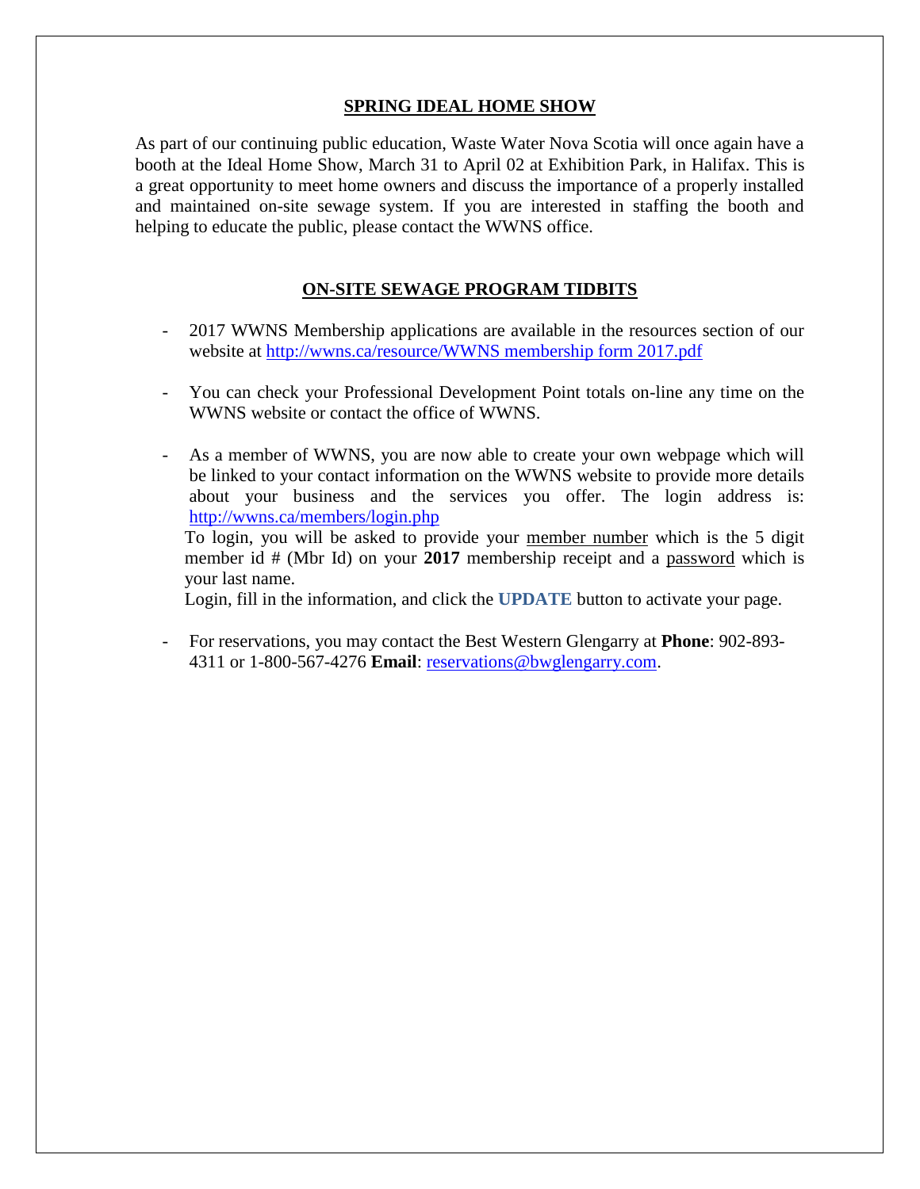## SPRING IDEAL HOME SHOW

As part of our continuing public education, Waste Water Nova Scotia will once again have a booth at the Ideal Home Show, March 31 to April 02 at Exhibition Park, in Halifax. This is a great opportunity to meet home owners and discuss the importance of a properly installed and maintained on-site sewage system. If you are interested in staffing the booth and helping to educate the public, please contact the WWNS office.

## ON-SITE SEWAGE PROGRAM TIDBITS

- 2017 WWNS Membership applications are available in the resources section of our website at http://wwns.ca/resource/WWNS membership form 2017.pdf

- You can check your Professional Development Point totals on-line any time on the WWNS website or contact the office of WWNS.

- As a member of WWNS, you are now able to create your own webpage which will be linked to your contact information on the WWNS website to provide more details about your business and the services you offer. The login address is: http://wwns.ca/members/login.php

  To login, you will be asked to provide your member number which is the 5 digit member id # (Mbr Id) on your **2017** membership receipt and a password which is your last name.

  Login, fill in the information, and click the **UPDATE** button to activate your page.

- For reservations, you may contact the Best Western Glengarry at **Phone**: 902-893-4311 or 1-800-567-4276 **Email**: reservations@bwglengarry.com.